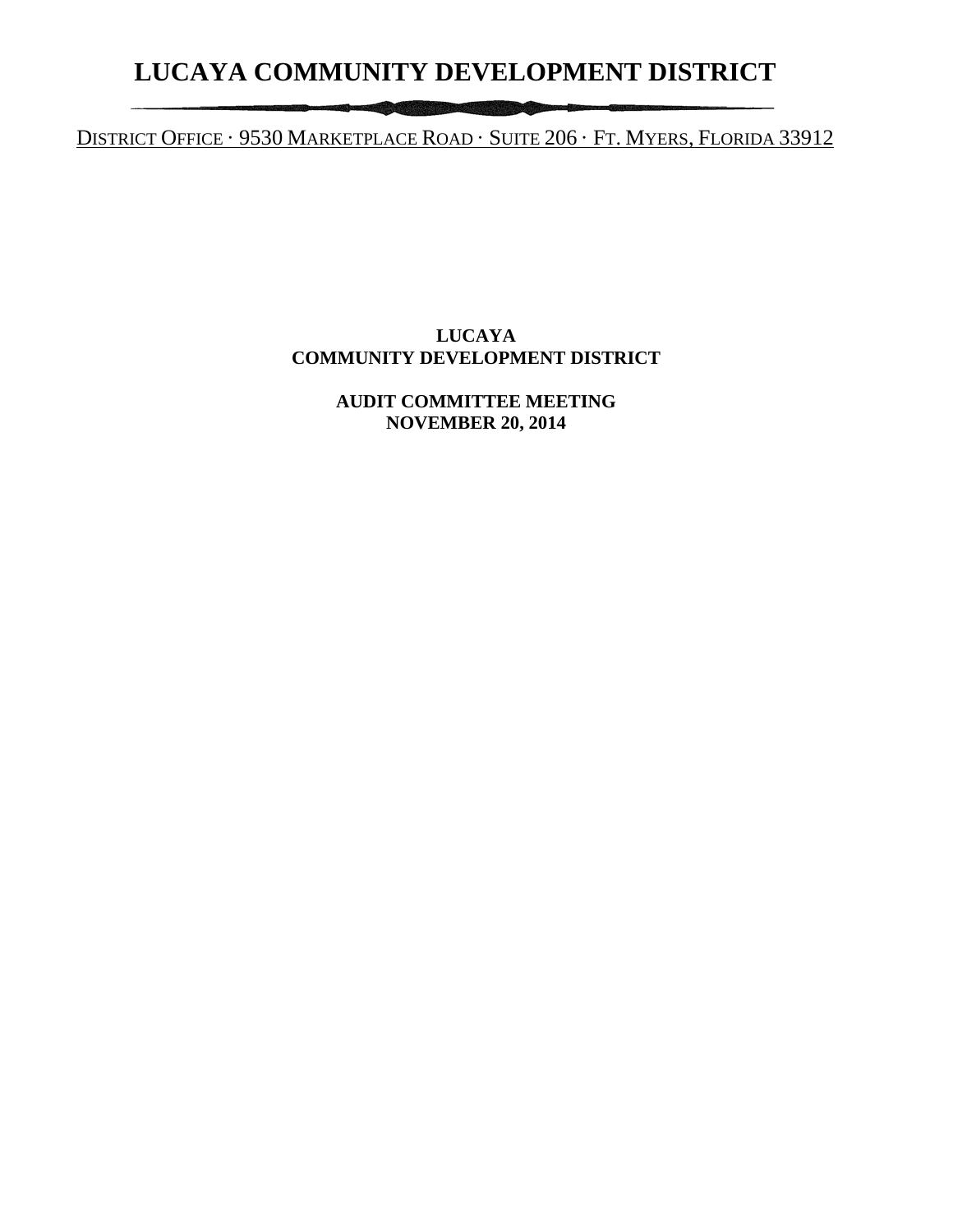# LUCAYA COMMUNITY DEVELOPMENT DISTRICT

DISTRICT OFFICE · 9530 MARKETPLACE ROAD · SUITE 206 · FT. MYERS, FLORIDA 33912

**LUCAYA**
**COMMUNITY DEVELOPMENT DISTRICT**

**AUDIT COMMITTEE MEETING**
**NOVEMBER 20, 2014**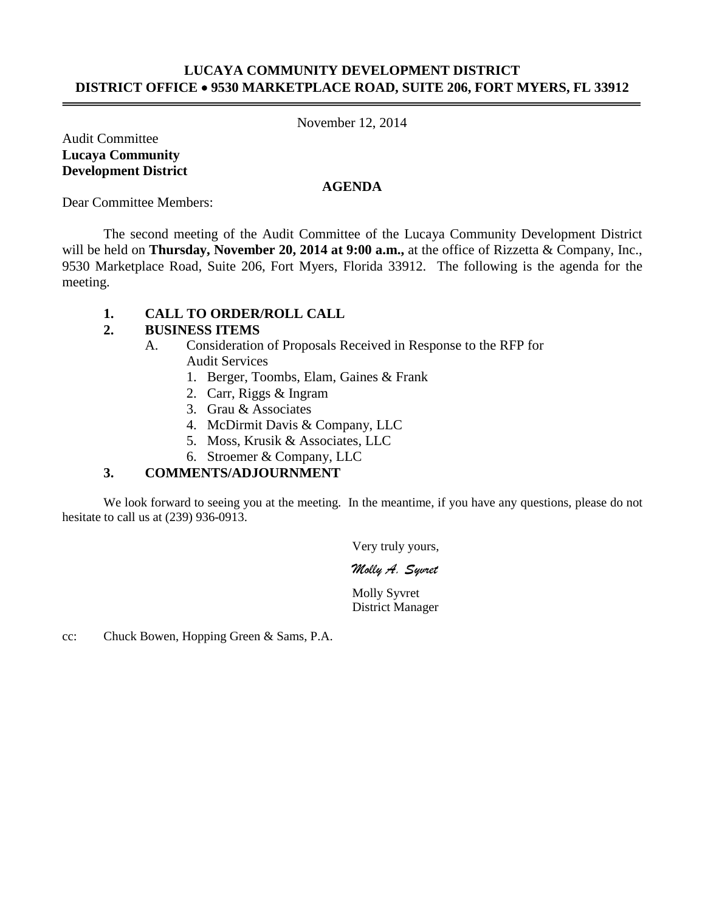**LUCAYA COMMUNITY DEVELOPMENT DISTRICT**
**DISTRICT OFFICE • 9530 MARKETPLACE ROAD, SUITE 206, FORT MYERS, FL 33912**

---

November 12, 2014

Audit Committee
**Lucaya Community**
**Development District**

**AGENDA**

Dear Committee Members:

The second meeting of the Audit Committee of the Lucaya Community Development District will be held on **Thursday, November 20, 2014 at 9:00 a.m.,** at the office of Rizzetta & Company, Inc., 9530 Marketplace Road, Suite 206, Fort Myers, Florida 33912. The following is the agenda for the meeting.

1. **CALL TO ORDER/ROLL CALL**
2. **BUSINESS ITEMS**
   - A. Consideration of Proposals Received in Response to the RFP for Audit Services
     1. Berger, Toombs, Elam, Gaines & Frank
     2. Carr, Riggs & Ingram
     3. Grau & Associates
     4. McDirmit Davis & Company, LLC
     5. Moss, Krusik & Associates, LLC
     6. Stroemer & Company, LLC
3. **COMMENTS/ADJOURNMENT**

We look forward to seeing you at the meeting. In the meantime, if you have any questions, please do not hesitate to call us at (239) 936-0913.

Very truly yours,

*Molly A. Syvret*

Molly Syvret
District Manager

cc: Chuck Bowen, Hopping Green & Sams, P.A.